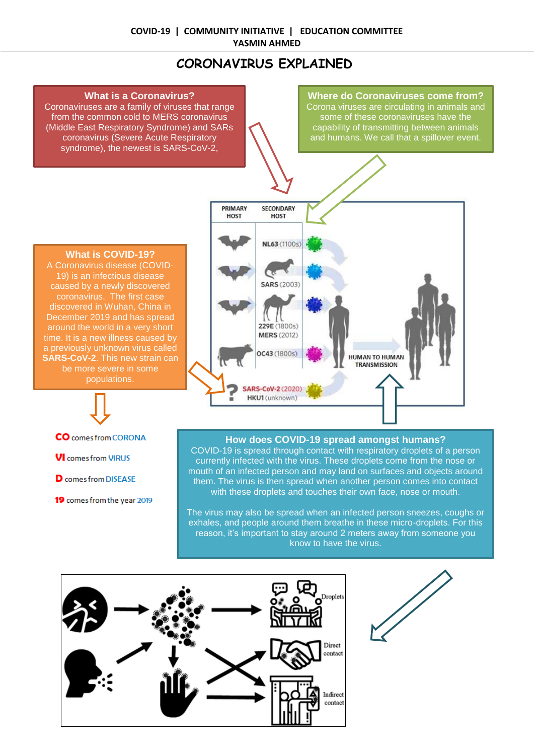COVID-19 | COMMUNITY INITIATIVE | EDUCATION COMMITTEE
YASMIN AHMED

# CORONAVIRUS EXPLAINED

## What is a Coronavirus?

Coronaviruses are a family of viruses that range from the common cold to MERS coronavirus (Middle East Respiratory Syndrome) and SARs coronavirus (Severe Acute Respiratory syndrome), the newest is SARS-CoV-2,

## Where do Coronaviruses come from?

Corona viruses are circulating in animals and some of these coronaviruses have the capability of transmitting between animals and humans. We call that a spillover event.

PRIMARY HOST | SECONDARY HOST

NL63 (1100s)

SARS (2003)

229E (1800s)
MERS (2012)

OC43 (1800s)

SARS-CoV-2 (2020)
HKU1 (unknown)

HUMAN TO HUMAN TRANSMISSION

## What is COVID-19?

A Coronavirus disease (COVID-19) is an infectious disease caused by a newly discovered coronavirus. The first case discovered in Wuhan, China in December 2019 and has spread around the world in a very short time. It is a new illness caused by a previously unknown virus called **SARS-CoV-2**. This new strain can be more severe in some populations.

**CO** comes from CORONA

**VI** comes from VIRUS

**D** comes from DISEASE

**19** comes from the year 2019

## How does COVID-19 spread amongst humans?

COVID-19 is spread through contact with respiratory droplets of a person currently infected with the virus. These droplets come from the nose or mouth of an infected person and may land on surfaces and objects around them. The virus is then spread when another person comes into contact with these droplets and touches their own face, nose or mouth.

The virus may also be spread when an infected person sneezes, coughs or exhales, and people around them breathe in these micro-droplets. For this reason, it's important to stay around 2 meters away from someone you know to have the virus.

Droplets

Direct contact

Indirect contact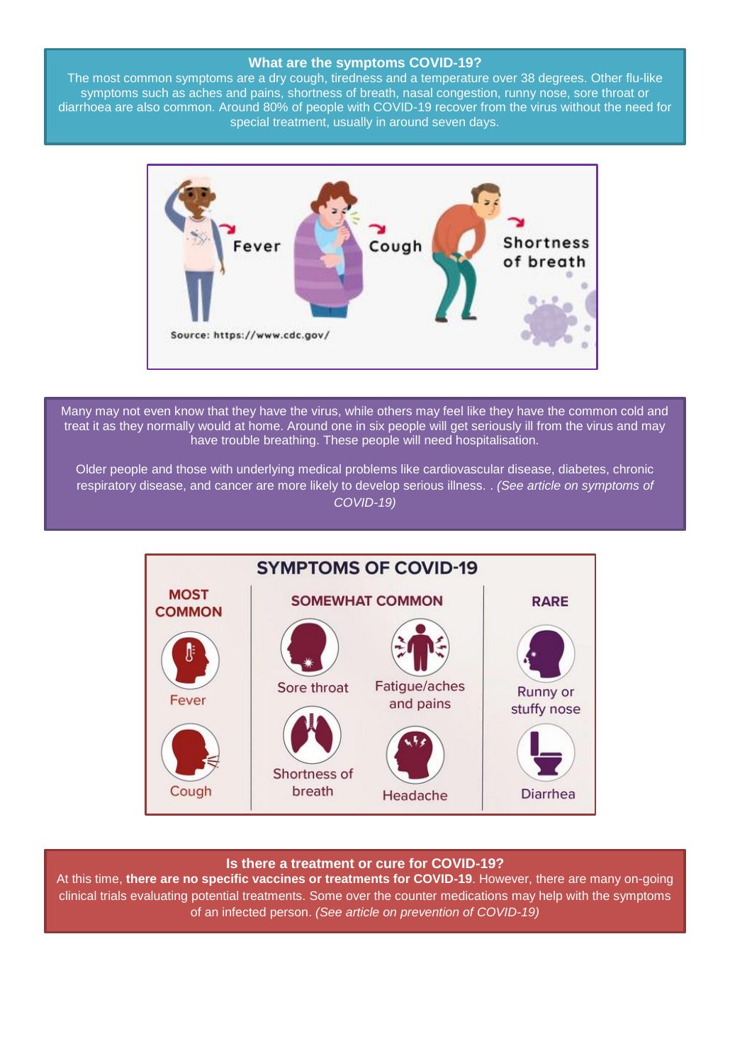**What are the symptoms COVID-19?**

The most common symptoms are a dry cough, tiredness and a temperature over 38 degrees. Other flu-like symptoms such as aches and pains, shortness of breath, nasal congestion, runny nose, sore throat or diarrhoea are also common. Around 80% of people with COVID-19 recover from the virus without the need for special treatment, usually in around seven days.

Fever

Cough

Shortness of breath

Source: https://www.cdc.gov/

Many may not even know that they have the virus, while others may feel like they have the common cold and treat it as they normally would at home. Around one in six people will get seriously ill from the virus and may have trouble breathing. These people will need hospitalisation.

Older people and those with underlying medical problems like cardiovascular disease, diabetes, chronic respiratory disease, and cancer are more likely to develop serious illness. . *(See article on symptoms of COVID-19)*

SYMPTOMS OF COVID-19

MOST COMMON

Fever

Cough

SOMEWHAT COMMON

Sore throat

Fatigue/aches and pains

Shortness of breath

Headache

RARE

Runny or stuffy nose

Diarrhea

**Is there a treatment or cure for COVID-19?**

At this time, **there are no specific vaccines or treatments for COVID-19**. However, there are many on-going clinical trials evaluating potential treatments. Some over the counter medications may help with the symptoms of an infected person. *(See article on prevention of COVID-19)*